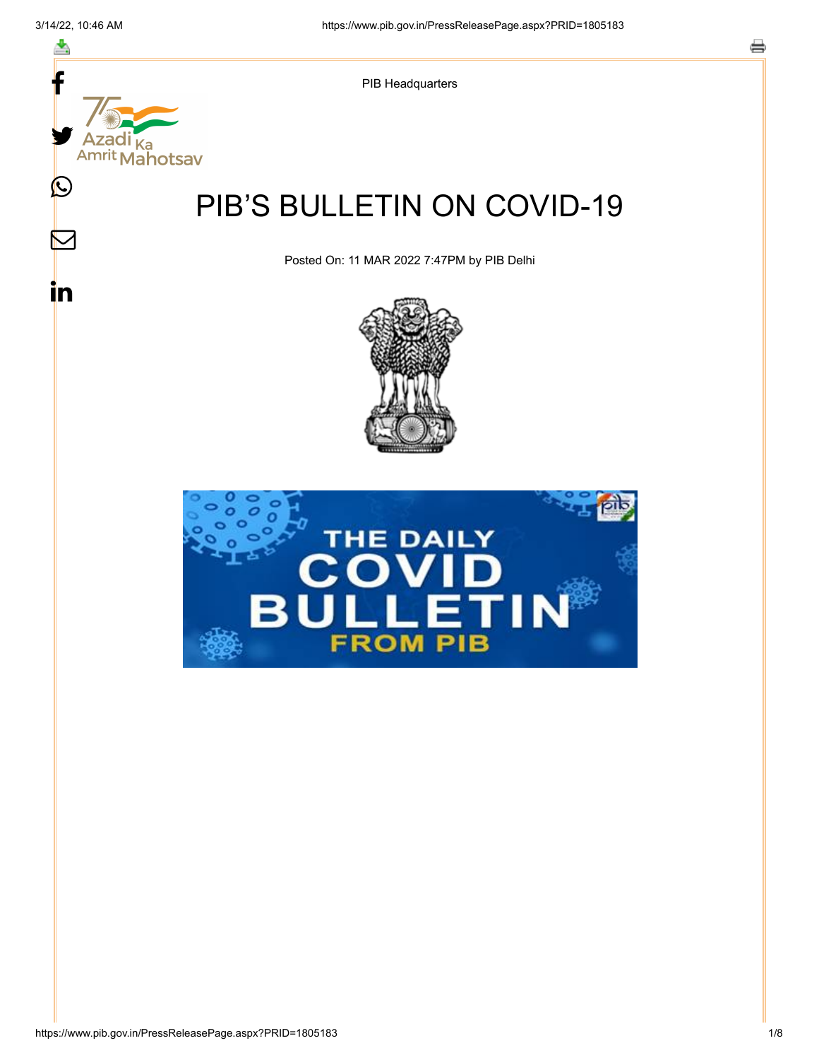PIB Headquarters

# PIB'S BULLETIN ON COVID-19

Posted On: 11 MAR 2022 7:47PM by PIB Delhi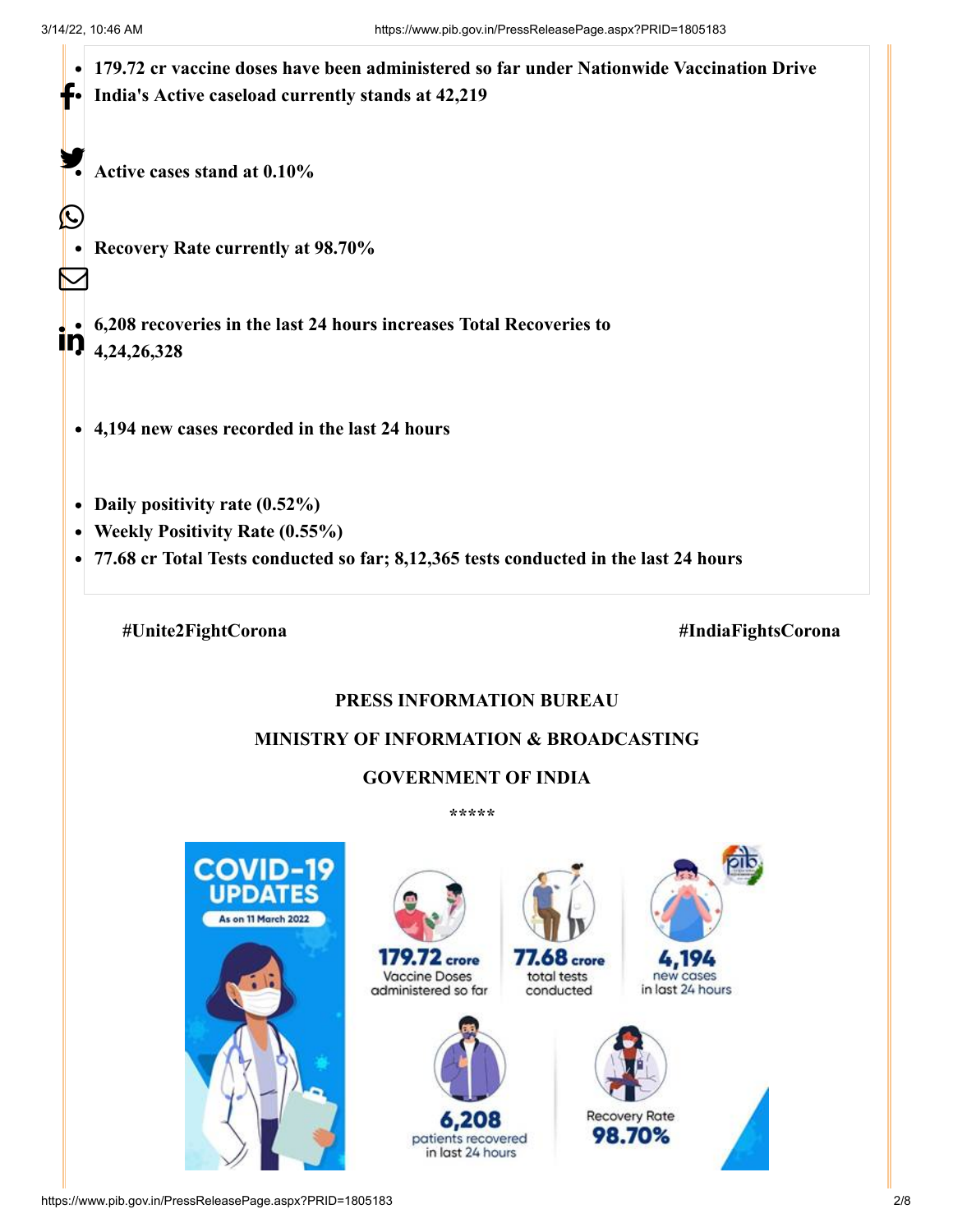- **179.72 cr vaccine doses have been administered so far under Nationwide Vaccination Drive**
- **India's Active caseload currently stands at 42,219**
- **Active cases stand at 0.10%**
- **Recovery Rate currently at 98.70%**
- **6,208 recoveries in the last 24 hours increases Total Recoveries to 4,24,26,328**
- **4,194 new cases recorded in the last 24 hours**
- **Daily positivity rate (0.52%)**
- **Weekly Positivity Rate (0.55%)**
- **77.68 cr Total Tests conducted so far; 8,12,365 tests conducted in the last 24 hours**

**#Unite2FightCorona** **#IndiaFightsCorona**

**PRESS INFORMATION BUREAU**

**MINISTRY OF INFORMATION & BROADCASTING**

**GOVERNMENT OF INDIA**

\*\*\*\*\*

COVID-19 UPDATES

As on 11 March 2022

179.72 crore Vaccine Doses administered so far

77.68 crore total tests conducted

4,194 new cases in last 24 hours

6,208 patients recovered in last 24 hours

Recovery Rate 98.70%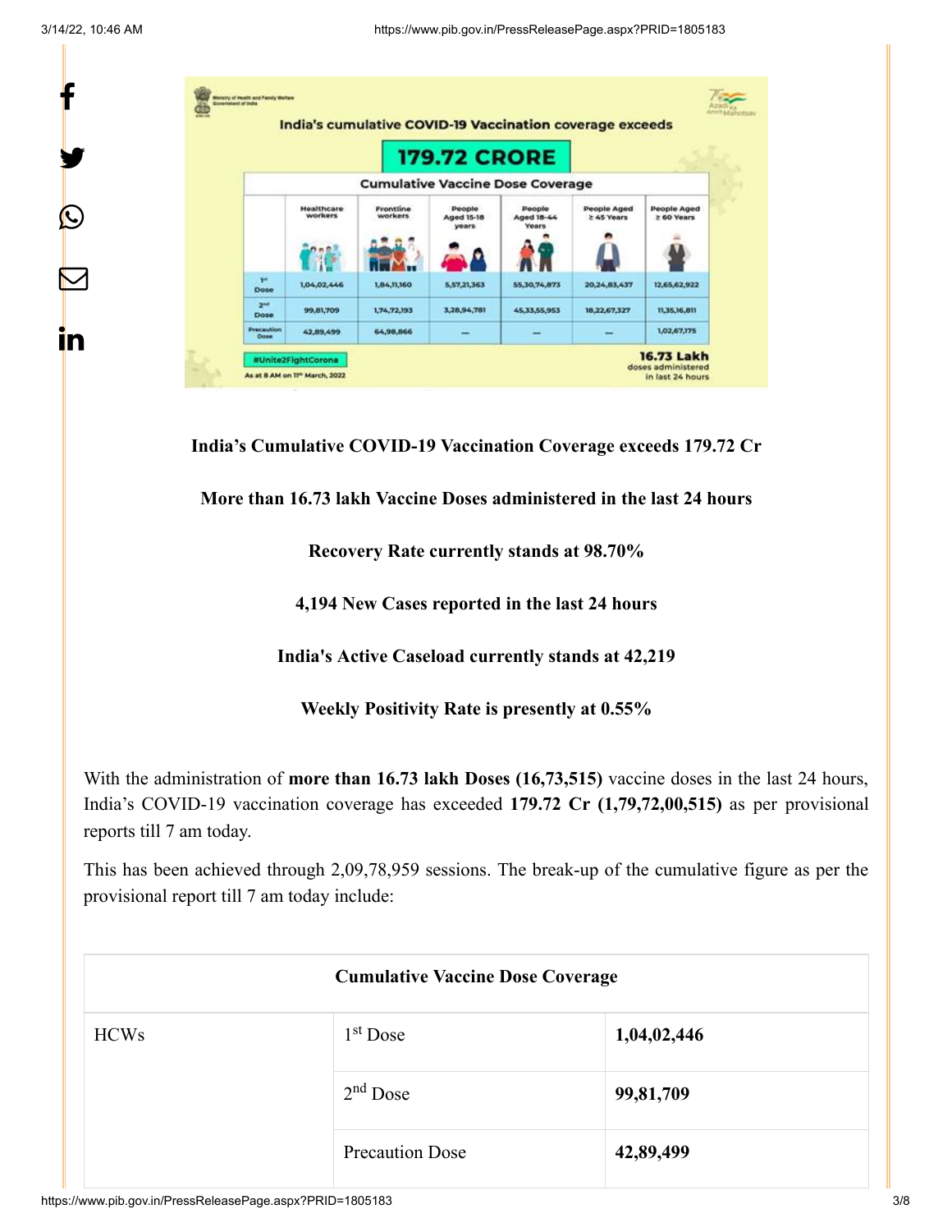**India's Cumulative COVID-19 Vaccination Coverage exceeds 179.72 Cr**

**More than 16.73 lakh Vaccine Doses administered in the last 24 hours**

**Recovery Rate currently stands at 98.70%**

**4,194 New Cases reported in the last 24 hours**

**India's Active Caseload currently stands at 42,219**

**Weekly Positivity Rate is presently at 0.55%**

With the administration of **more than 16.73 lakh Doses (16,73,515)** vaccine doses in the last 24 hours, India's COVID-19 vaccination coverage has exceeded **179.72 Cr (1,79,72,00,515)** as per provisional reports till 7 am today.

This has been achieved through 2,09,78,959 sessions. The break-up of the cumulative figure as per the provisional report till 7 am today include:

| Cumulative Vaccine Dose Coverage | | |
|---|---|---|
| HCWs | 1st Dose | **1,04,02,446** |
| | 2nd Dose | **99,81,709** |
| | Precaution Dose | **42,89,499** |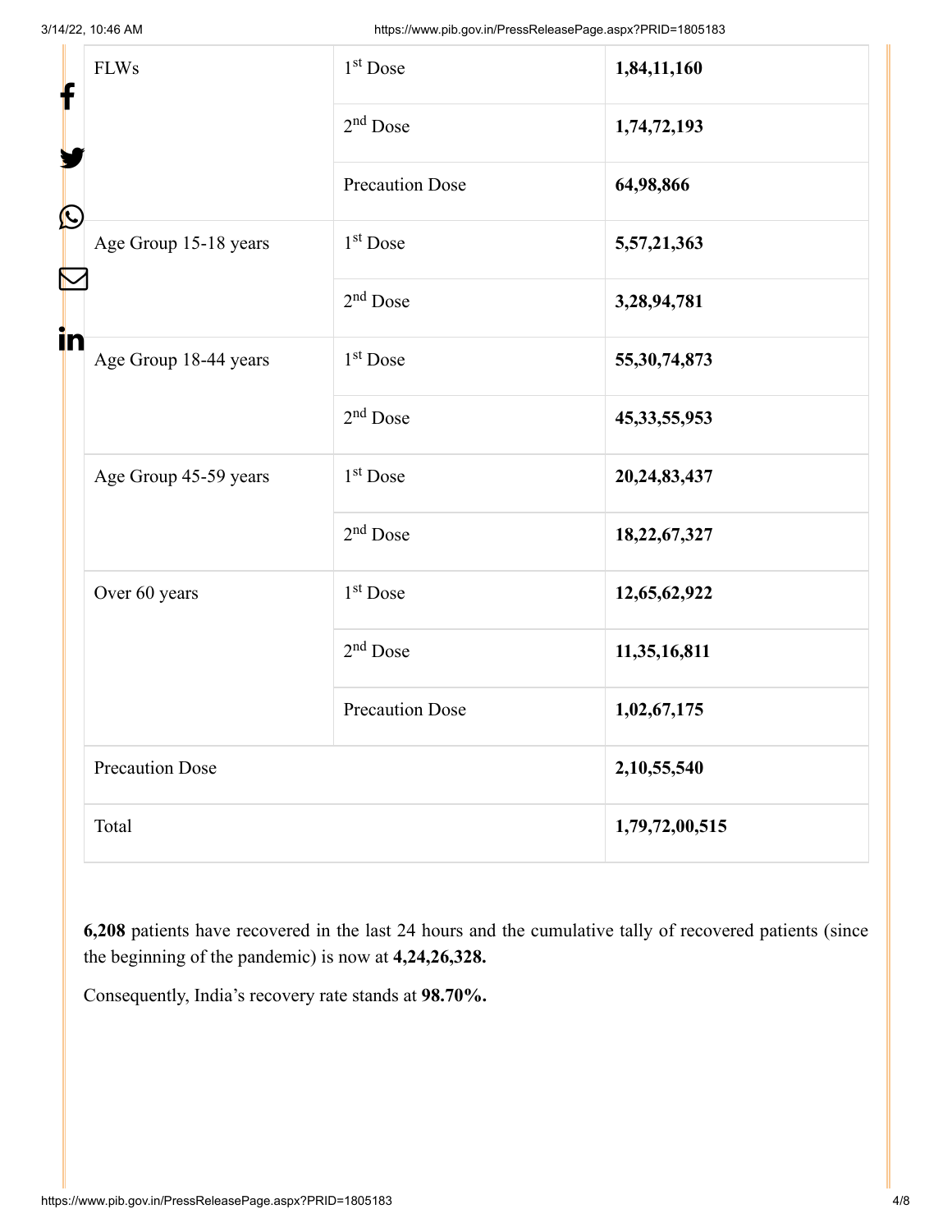| FLWs | 1st Dose | **1,84,11,160** |
|---|---|---|
| | 2nd Dose | **1,74,72,193** |
| | Precaution Dose | **64,98,866** |
| Age Group 15-18 years | 1st Dose | **5,57,21,363** |
| | 2nd Dose | **3,28,94,781** |
| Age Group 18-44 years | 1st Dose | **55,30,74,873** |
| | 2nd Dose | **45,33,55,953** |
| Age Group 45-59 years | 1st Dose | **20,24,83,437** |
| | 2nd Dose | **18,22,67,327** |
| Over 60 years | 1st Dose | **12,65,62,922** |
| | 2nd Dose | **11,35,16,811** |
| | Precaution Dose | **1,02,67,175** |
| Precaution Dose | | **2,10,55,540** |
| Total | | **1,79,72,00,515** |

**6,208** patients have recovered in the last 24 hours and the cumulative tally of recovered patients (since the beginning of the pandemic) is now at **4,24,26,328.**

Consequently, India's recovery rate stands at **98.70%.**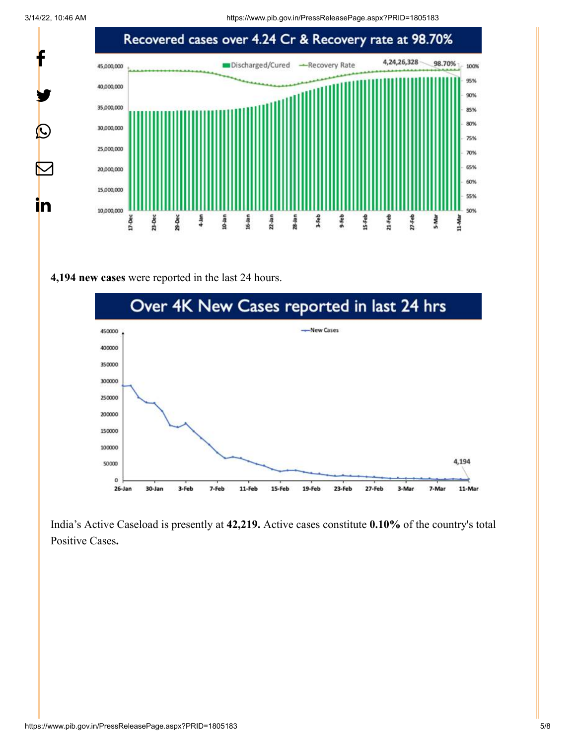Recovered cases over 4.24 Cr & Recovery rate at 98.70%

4,194 new cases were reported in the last 24 hours.

Over 4K New Cases reported in last 24 hrs

India's Active Caseload is presently at **42,219.** Active cases constitute **0.10%** of the country's total Positive Cases**.**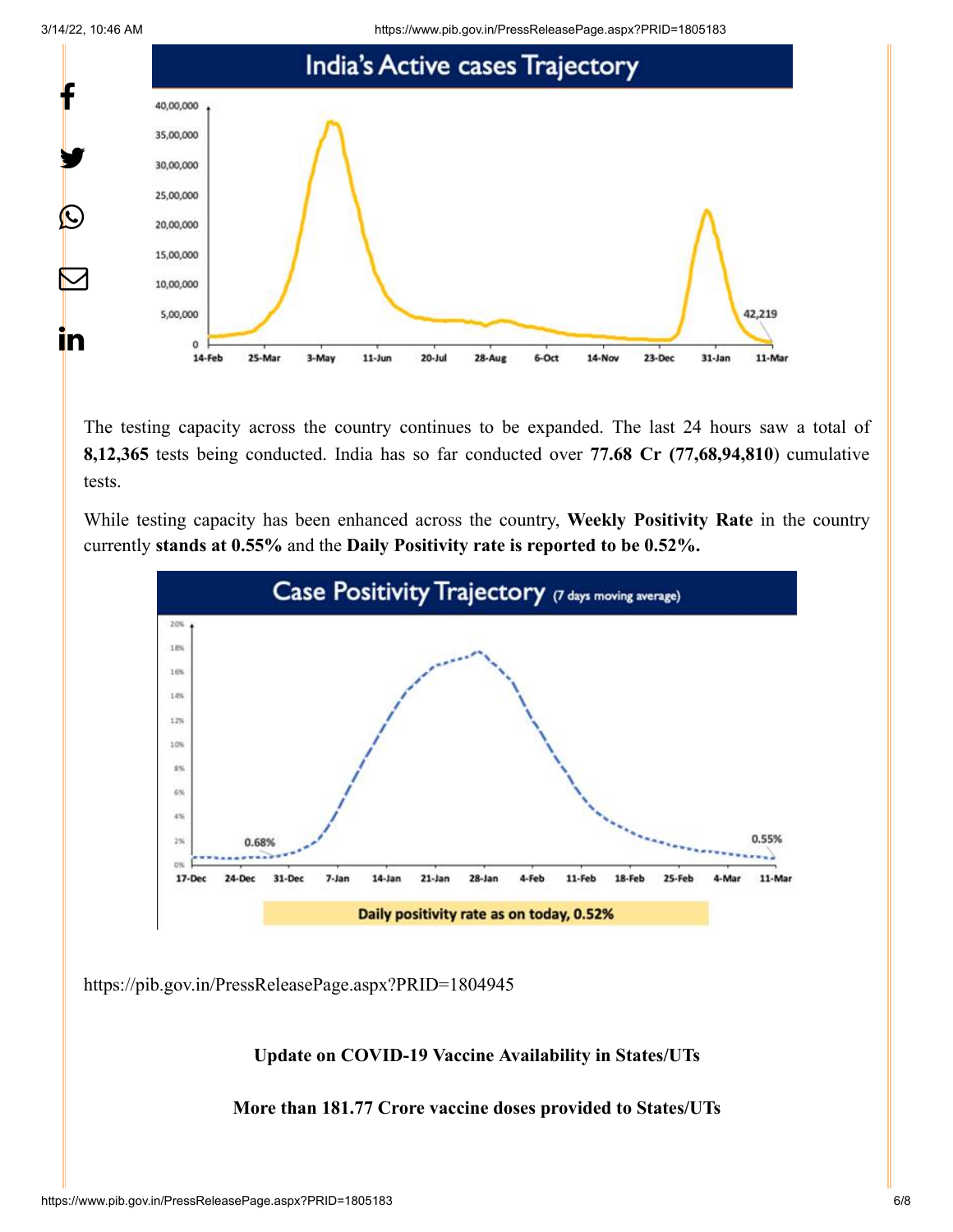The testing capacity across the country continues to be expanded. The last 24 hours saw a total of **8,12,365** tests being conducted. India has so far conducted over **77.68 Cr (77,68,94,810**) cumulative tests.

While testing capacity has been enhanced across the country, **Weekly Positivity Rate** in the country currently **stands at 0.55%** and the **Daily Positivity rate is reported to be 0.52%.**

https://pib.gov.in/PressReleasePage.aspx?PRID=1804945

**Update on COVID-19 Vaccine Availability in States/UTs**

**More than 181.77 Crore vaccine doses provided to States/UTs**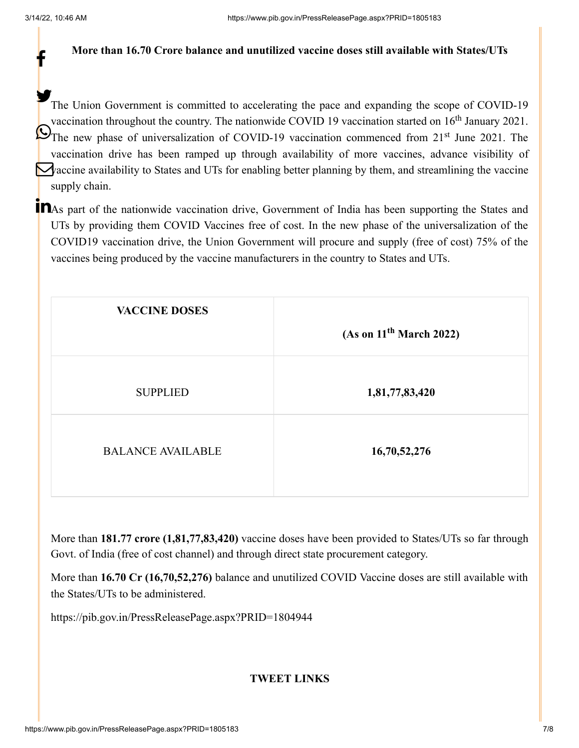**More than 16.70 Crore balance and unutilized vaccine doses still available with States/UTs**

The Union Government is committed to accelerating the pace and expanding the scope of COVID-19 vaccination throughout the country. The nationwide COVID 19 vaccination started on 16th January 2021. The new phase of universalization of COVID-19 vaccination commenced from 21st June 2021. The vaccination drive has been ramped up through availability of more vaccines, advance visibility of vaccine availability to States and UTs for enabling better planning by them, and streamlining the vaccine supply chain.

As part of the nationwide vaccination drive, Government of India has been supporting the States and UTs by providing them COVID Vaccines free of cost. In the new phase of the universalization of the COVID19 vaccination drive, the Union Government will procure and supply (free of cost) 75% of the vaccines being produced by the vaccine manufacturers in the country to States and UTs.

| VACCINE DOSES | (As on 11th March 2022) |
|---|---|
| SUPPLIED | **1,81,77,83,420** |
| BALANCE AVAILABLE | **16,70,52,276** |

More than **181.77 crore (1,81,77,83,420)** vaccine doses have been provided to States/UTs so far through Govt. of India (free of cost channel) and through direct state procurement category.

More than **16.70 Cr (16,70,52,276)** balance and unutilized COVID Vaccine doses are still available with the States/UTs to be administered.

https://pib.gov.in/PressReleasePage.aspx?PRID=1804944

**TWEET LINKS**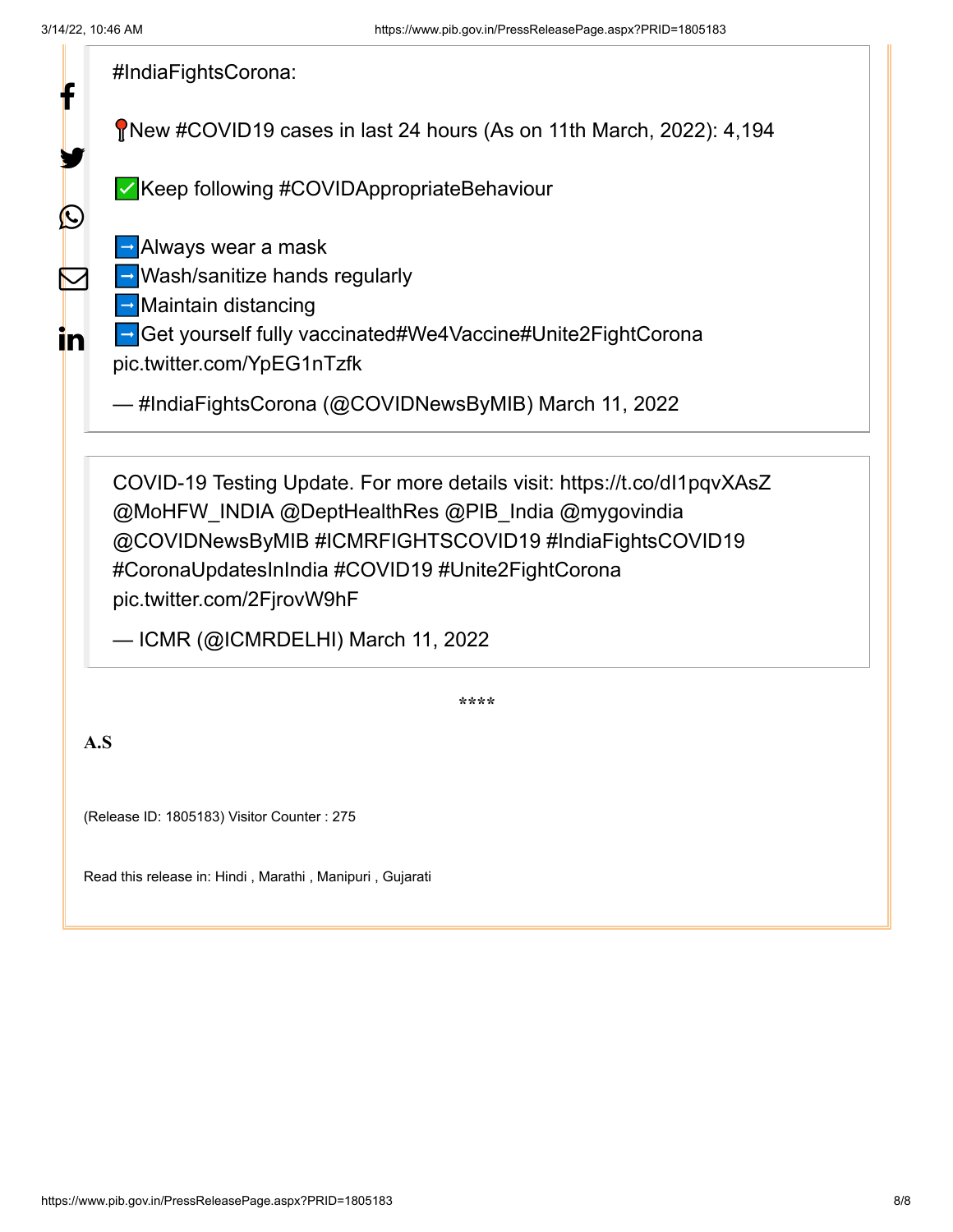#IndiaFightsCorona:

📍New #COVID19 cases in last 24 hours (As on 11th March, 2022): 4,194

✅Keep following #COVIDAppropriateBehaviour

➡️Always wear a mask
➡️Wash/sanitize hands regularly
➡️Maintain distancing
➡️Get yourself fully vaccinated#We4Vaccine#Unite2FightCorona
pic.twitter.com/YpEG1nTzfk

— #IndiaFightsCorona (@COVIDNewsByMIB) March 11, 2022

COVID-19 Testing Update. For more details visit: https://t.co/dI1pqvXAsZ @MoHFW_INDIA @DeptHealthRes @PIB_India @mygovindia @COVIDNewsByMIB #ICMRFIGHTSCOVID19 #IndiaFightsCOVID19 #CoronaUpdatesInIndia #COVID19 #Unite2FightCorona pic.twitter.com/2FjrovW9hF

— ICMR (@ICMRDELHI) March 11, 2022

****

**A.S**

(Release ID: 1805183) Visitor Counter : 275

Read this release in: Hindi , Marathi , Manipuri , Gujarati